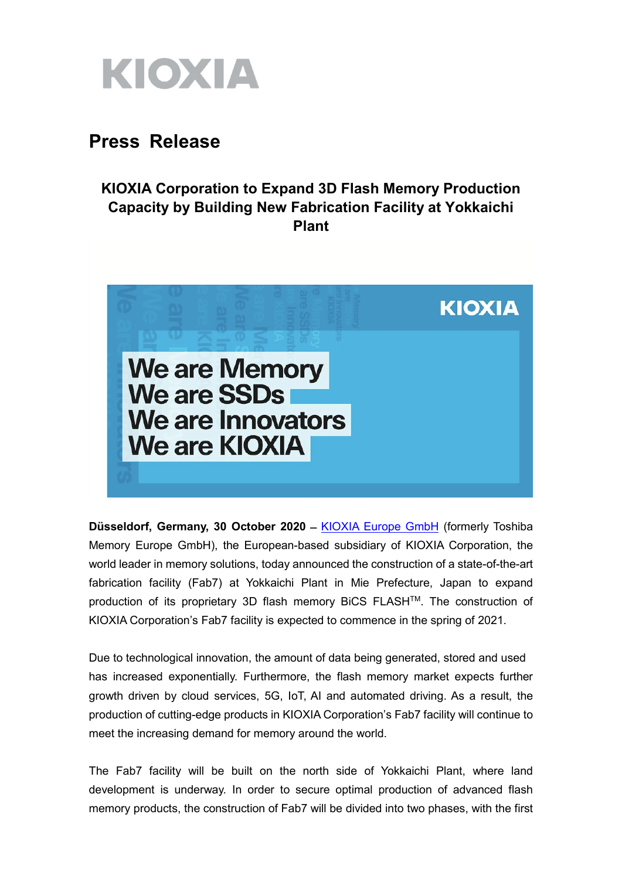KIOXIA

# Press Release

## KIOXIA Corporation to Expand 3D Flash Memory Production Capacity by Building New Fabrication Facility at Yokkaichi Plant

**Düsseldorf, Germany, 30 October 2020** – KIOXIA Europe GmbH (formerly Toshiba Memory Europe GmbH), the European-based subsidiary of KIOXIA Corporation, the world leader in memory solutions, today announced the construction of a state-of-the-art fabrication facility (Fab7) at Yokkaichi Plant in Mie Prefecture, Japan to expand production of its proprietary 3D flash memory BiCS FLASH™. The construction of KIOXIA Corporation's Fab7 facility is expected to commence in the spring of 2021.

Due to technological innovation, the amount of data being generated, stored and used has increased exponentially. Furthermore, the flash memory market expects further growth driven by cloud services, 5G, IoT, AI and automated driving. As a result, the production of cutting-edge products in KIOXIA Corporation's Fab7 facility will continue to meet the increasing demand for memory around the world.

The Fab7 facility will be built on the north side of Yokkaichi Plant, where land development is underway. In order to secure optimal production of advanced flash memory products, the construction of Fab7 will be divided into two phases, with the first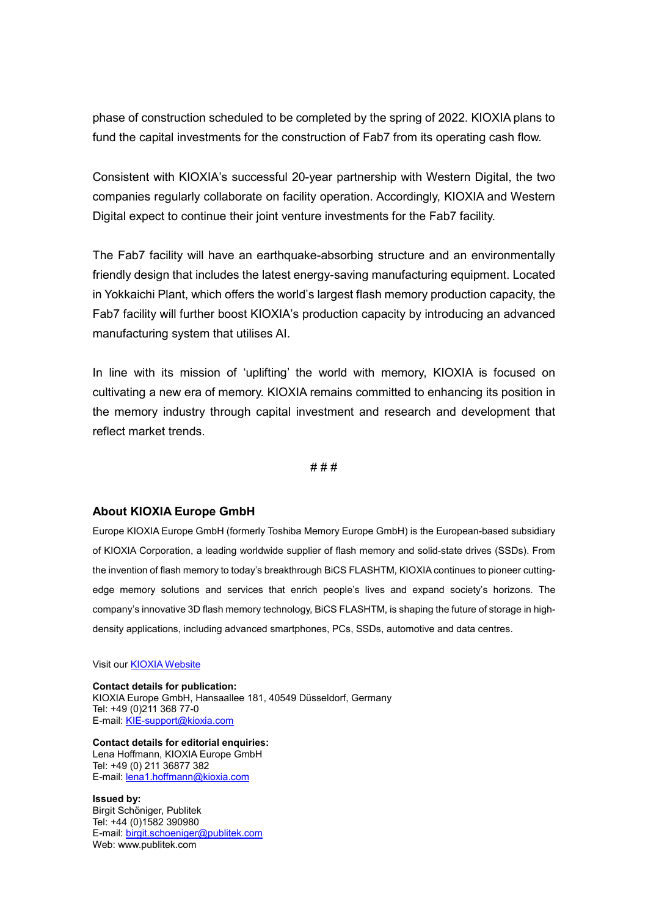phase of construction scheduled to be completed by the spring of 2022. KIOXIA plans to fund the capital investments for the construction of Fab7 from its operating cash flow.

Consistent with KIOXIA's successful 20-year partnership with Western Digital, the two companies regularly collaborate on facility operation. Accordingly, KIOXIA and Western Digital expect to continue their joint venture investments for the Fab7 facility.

The Fab7 facility will have an earthquake-absorbing structure and an environmentally friendly design that includes the latest energy-saving manufacturing equipment. Located in Yokkaichi Plant, which offers the world's largest flash memory production capacity, the Fab7 facility will further boost KIOXIA's production capacity by introducing an advanced manufacturing system that utilises AI.

In line with its mission of 'uplifting' the world with memory, KIOXIA is focused on cultivating a new era of memory. KIOXIA remains committed to enhancing its position in the memory industry through capital investment and research and development that reflect market trends.

# # #

**About KIOXIA Europe GmbH**

Europe KIOXIA Europe GmbH (formerly Toshiba Memory Europe GmbH) is the European-based subsidiary of KIOXIA Corporation, a leading worldwide supplier of flash memory and solid-state drives (SSDs). From the invention of flash memory to today's breakthrough BiCS FLASHTM, KIOXIA continues to pioneer cutting-edge memory solutions and services that enrich people's lives and expand society's horizons. The company's innovative 3D flash memory technology, BiCS FLASHTM, is shaping the future of storage in high-density applications, including advanced smartphones, PCs, SSDs, automotive and data centres.

Visit our KIOXIA Website

**Contact details for publication:**
KIOXIA Europe GmbH, Hansaallee 181, 40549 Düsseldorf, Germany
Tel: +49 (0)211 368 77-0
E-mail: KIE-support@kioxia.com

**Contact details for editorial enquiries:**
Lena Hoffmann, KIOXIA Europe GmbH
Tel: +49 (0) 211 36877 382
E-mail: lena1.hoffmann@kioxia.com

**Issued by:**
Birgit Schöniger, Publitek
Tel: +44 (0)1582 390980
E-mail: birgit.schoeniger@publitek.com
Web: www.publitek.com